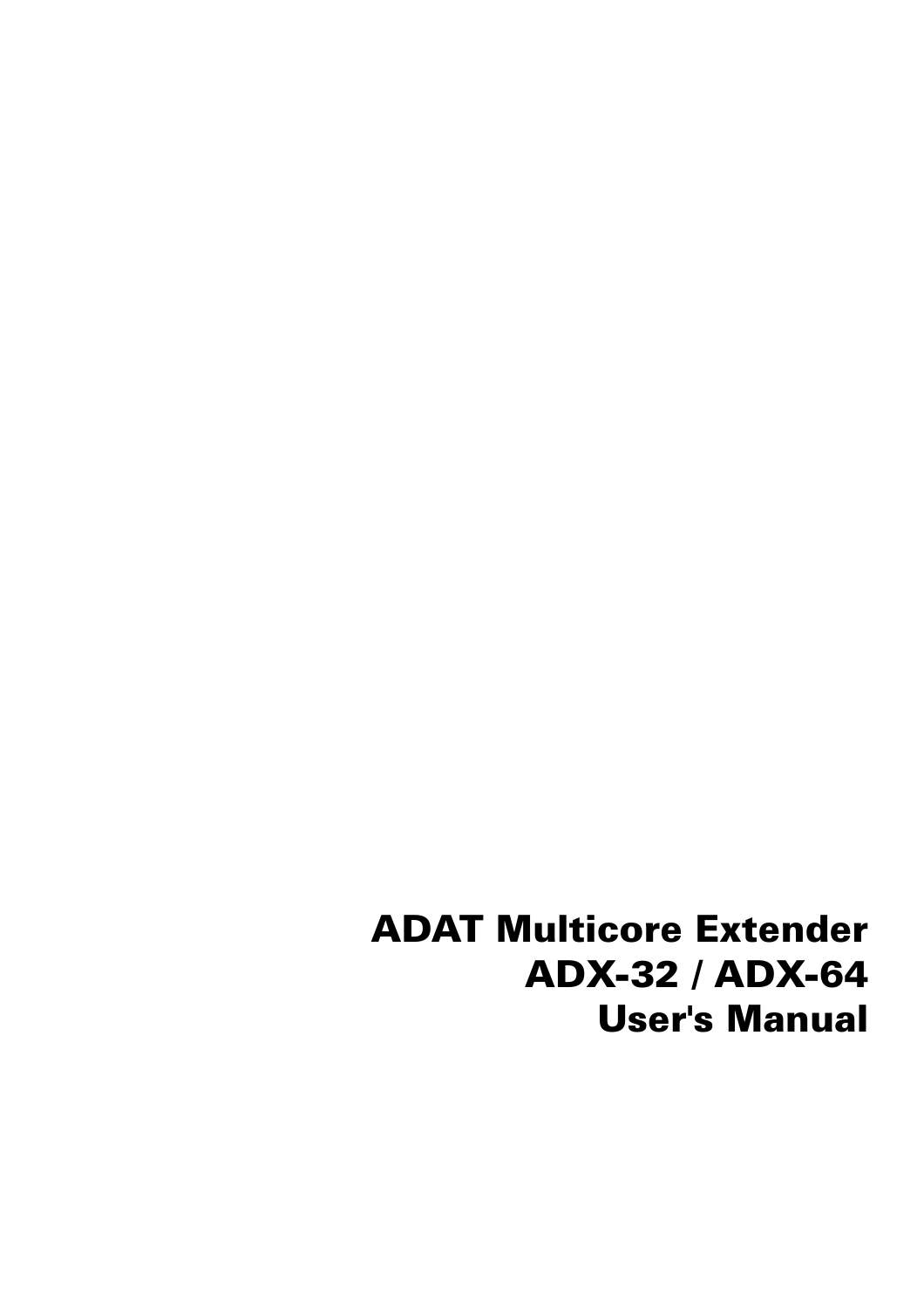# ADAT Multicore Extender
# ADX-32 / ADX-64
# User's Manual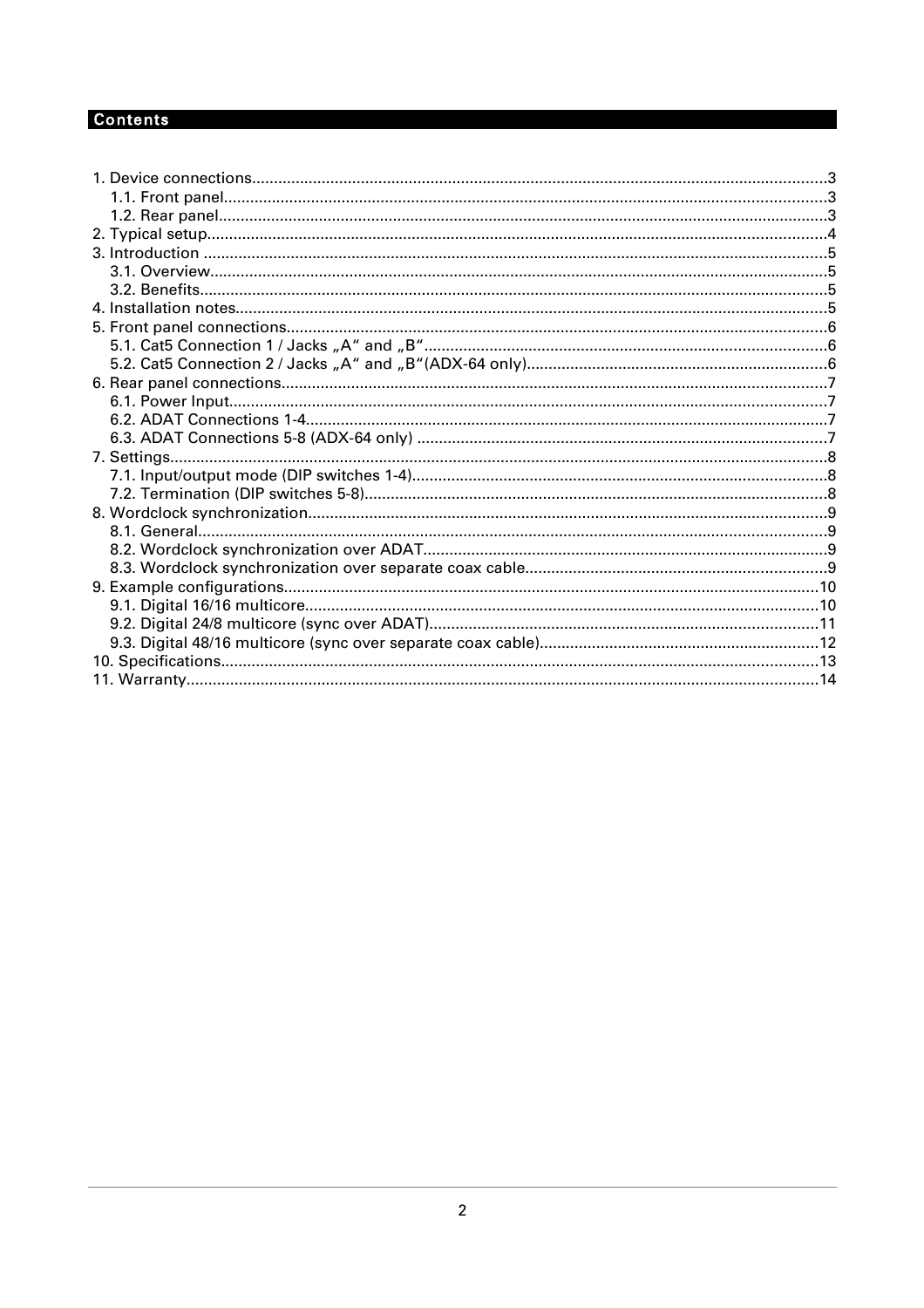# Contents

1. Device connections..............................................................................................................................3
   1.1. Front panel.....................................................................................................................................3
   1.2. Rear panel......................................................................................................................................3
2. Typical setup.........................................................................................................................................4
3. Introduction ..........................................................................................................................................5
   3.1. Overview.........................................................................................................................................5
   3.2. Benefits...........................................................................................................................................5
4. Installation notes...................................................................................................................................5
5. Front panel connections.......................................................................................................................6
   5.1. Cat5 Connection 1 / Jacks „A“ and „B“.........................................................................................6
   5.2. Cat5 Connection 2 / Jacks „A“ and „B“(ADX-64 only)..................................................................6
6. Rear panel connections........................................................................................................................7
   6.1. Power Input.....................................................................................................................................7
   6.2. ADAT Connections 1-4....................................................................................................................7
   6.3. ADAT Connections 5-8 (ADX-64 only) ..........................................................................................7
7. Settings..................................................................................................................................................8
   7.1. Input/output mode (DIP switches 1-4)............................................................................................8
   7.2. Termination (DIP switches 5-8).......................................................................................................8
8. Wordclock synchronization..................................................................................................................9
   8.1. General.............................................................................................................................................9
   8.2. Wordclock synchronization over ADAT..........................................................................................9
   8.3. Wordclock synchronization over separate coax cable...................................................................9
9. Example configurations......................................................................................................................10
   9.1. Digital 16/16 multicore...................................................................................................................10
   9.2. Digital 24/8 multicore (sync over ADAT).......................................................................................11
   9.3. Digital 48/16 multicore (sync over separate coax cable)..............................................................12
10. Specifications....................................................................................................................................13
11. Warranty............................................................................................................................................14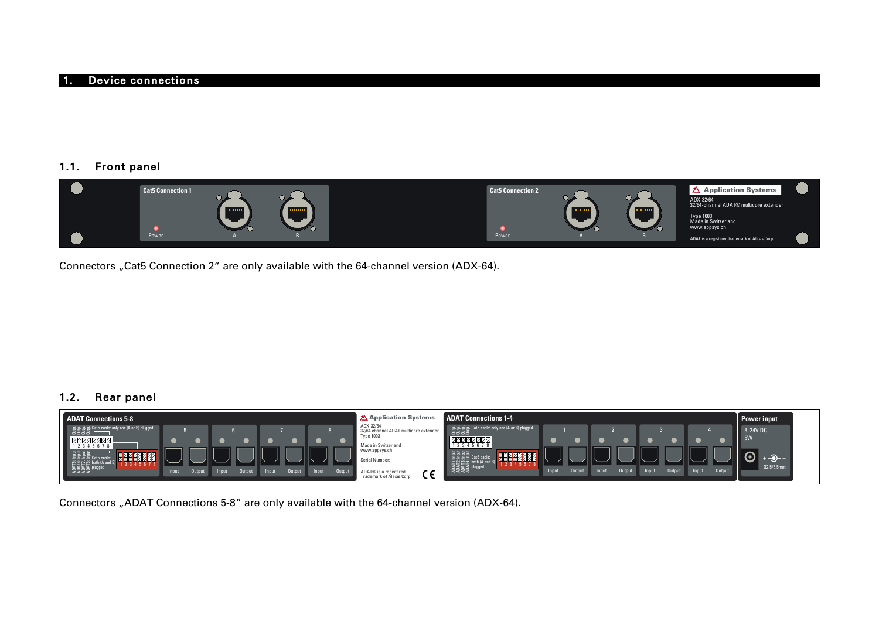# 1. Device connections

## 1.1. Front panel

Connectors „Cat5 Connection 2“ are only available with the 64-channel version (ADX-64).

## 1.2. Rear panel

Connectors „ADAT Connections 5-8“ are only available with the 64-channel version (ADX-64).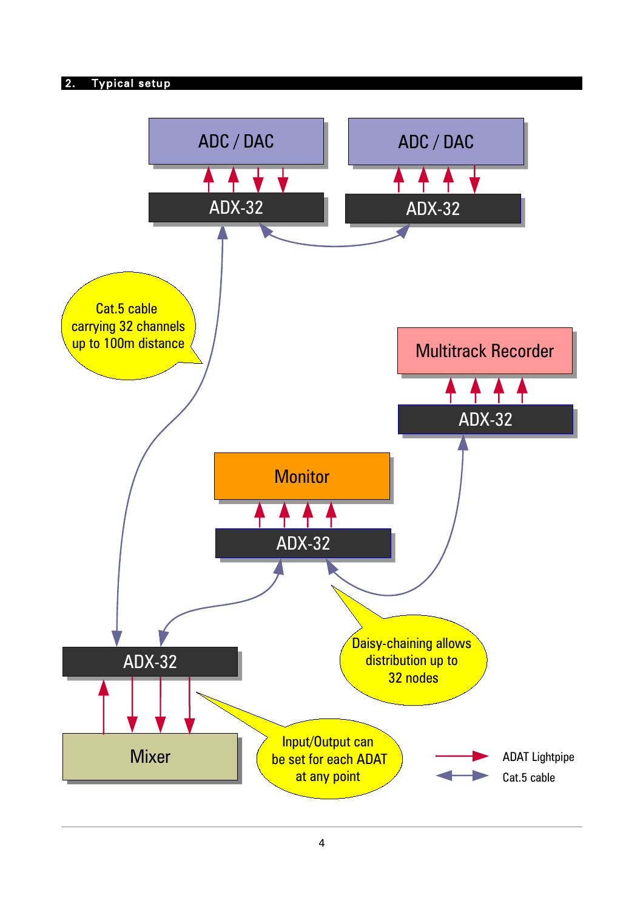## 2. Typical setup

ADC / DAC

ADC / DAC

ADX-32

ADX-32

Cat.5 cable carrying 32 channels up to 100m distance

Multitrack Recorder

ADX-32

Monitor

ADX-32

ADX-32

Daisy-chaining allows distribution up to 32 nodes

Mixer

Input/Output can be set for each ADAT at any point

ADAT Lightpipe

Cat.5 cable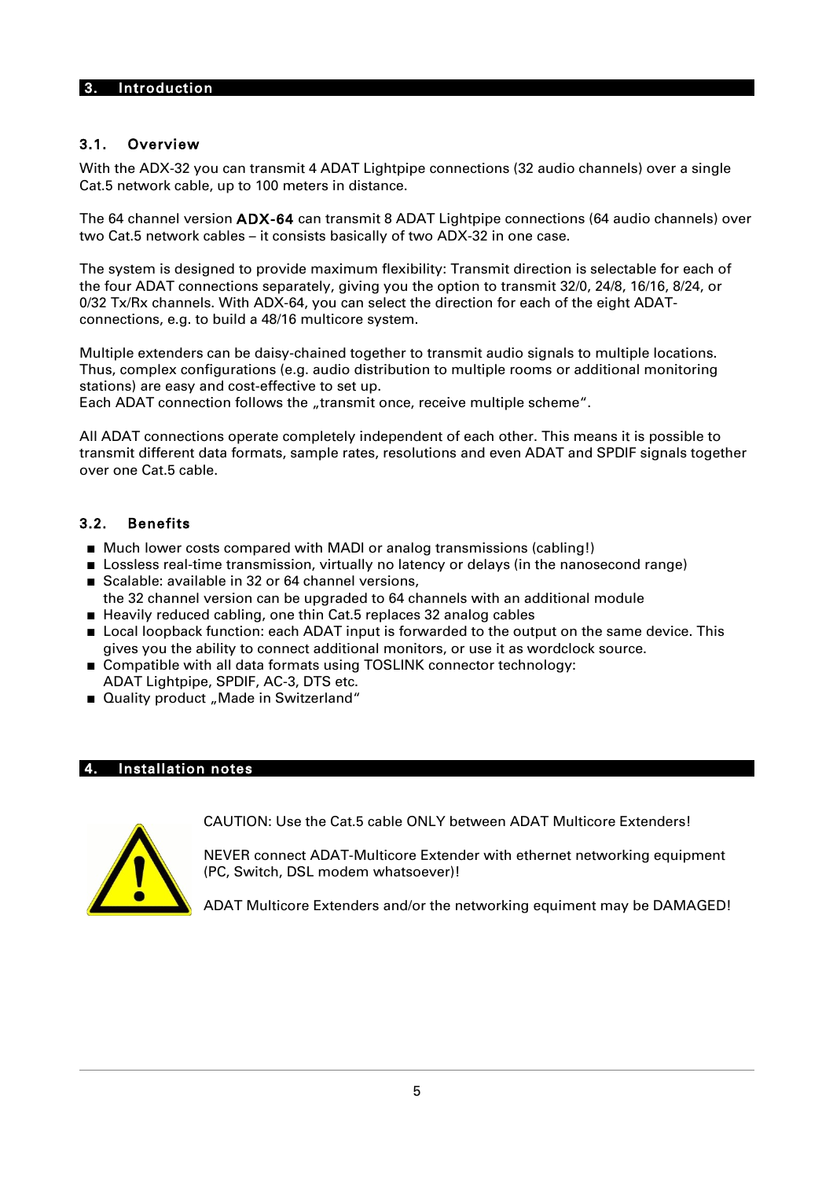# 3. Introduction

## 3.1. Overview

With the ADX-32 you can transmit 4 ADAT Lightpipe connections (32 audio channels) over a single Cat.5 network cable, up to 100 meters in distance.

The 64 channel version **ADX-64** can transmit 8 ADAT Lightpipe connections (64 audio channels) over two Cat.5 network cables – it consists basically of two ADX-32 in one case.

The system is designed to provide maximum flexibility: Transmit direction is selectable for each of the four ADAT connections separately, giving you the option to transmit 32/0, 24/8, 16/16, 8/24, or 0/32 Tx/Rx channels. With ADX-64, you can select the direction for each of the eight ADAT-connections, e.g. to build a 48/16 multicore system.

Multiple extenders can be daisy-chained together to transmit audio signals to multiple locations. Thus, complex configurations (e.g. audio distribution to multiple rooms or additional monitoring stations) are easy and cost-effective to set up.
Each ADAT connection follows the „transmit once, receive multiple scheme".

All ADAT connections operate completely independent of each other. This means it is possible to transmit different data formats, sample rates, resolutions and even ADAT and SPDIF signals together over one Cat.5 cable.

## 3.2. Benefits

- Much lower costs compared with MADI or analog transmissions (cabling!)
- Lossless real-time transmission, virtually no latency or delays (in the nanosecond range)
- Scalable: available in 32 or 64 channel versions,
  the 32 channel version can be upgraded to 64 channels with an additional module
- Heavily reduced cabling, one thin Cat.5 replaces 32 analog cables
- Local loopback function: each ADAT input is forwarded to the output on the same device. This gives you the ability to connect additional monitors, or use it as wordclock source.
- Compatible with all data formats using TOSLINK connector technology:
  ADAT Lightpipe, SPDIF, AC-3, DTS etc.
- Quality product „Made in Switzerland"

# 4. Installation notes

CAUTION: Use the Cat.5 cable ONLY between ADAT Multicore Extenders!

NEVER connect ADAT-Multicore Extender with ethernet networking equipment (PC, Switch, DSL modem whatsoever)!

ADAT Multicore Extenders and/or the networking equiment may be DAMAGED!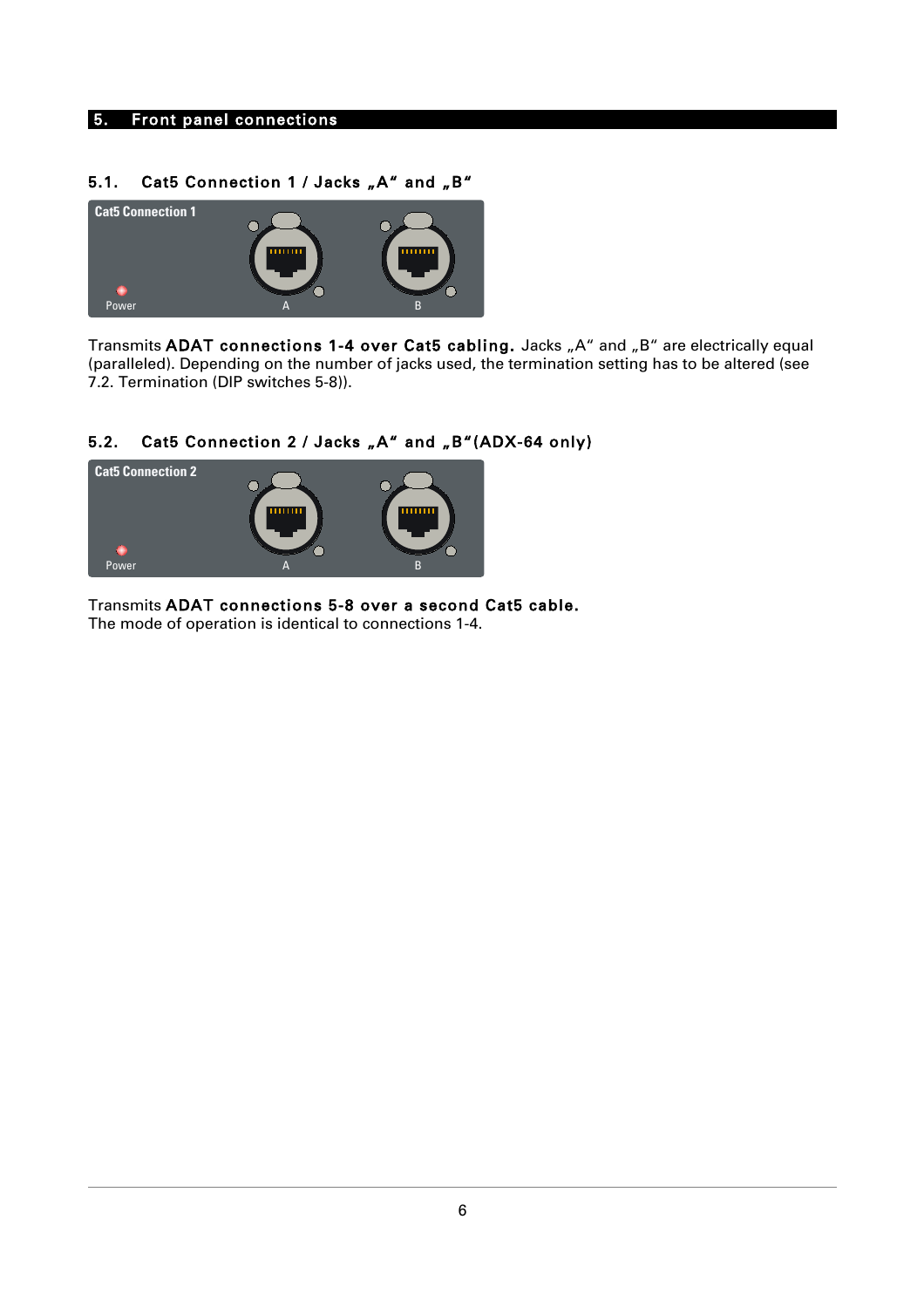## 5. Front panel connections

### 5.1. Cat5 Connection 1 / Jacks „A" and „B"

Transmits **ADAT connections 1-4 over Cat5 cabling.** Jacks „A" and „B" are electrically equal (paralleled). Depending on the number of jacks used, the termination setting has to be altered (see 7.2. Termination (DIP switches 5-8)).

### 5.2. Cat5 Connection 2 / Jacks „A" and „B"(ADX-64 only)

Transmits **ADAT connections 5-8 over a second Cat5 cable.**
The mode of operation is identical to connections 1-4.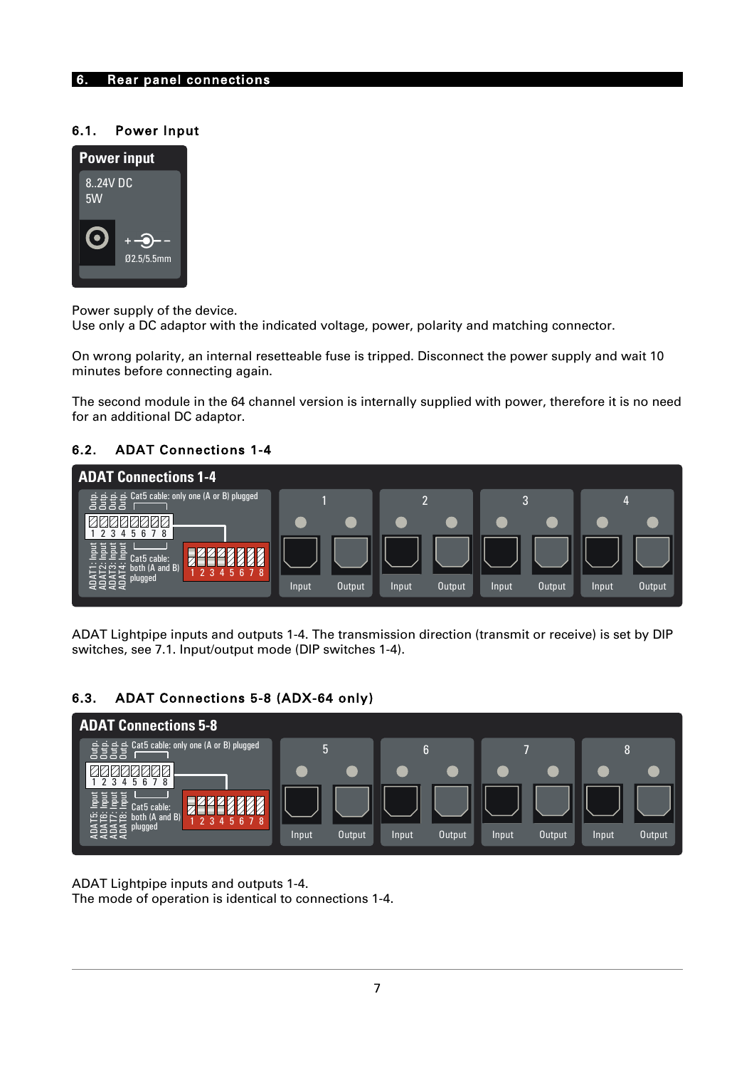## 6. Rear panel connections

### 6.1. Power Input

Power input

8..24V DC
5W

Ø2.5/5.5mm

Power supply of the device.
Use only a DC adaptor with the indicated voltage, power, polarity and matching connector.

On wrong polarity, an internal resetteable fuse is tripped. Disconnect the power supply and wait 10 minutes before connecting again.

The second module in the 64 channel version is internally supplied with power, therefore it is no need for an additional DC adaptor.

### 6.2. ADAT Connections 1-4

ADAT Connections 1-4

Outp. Outp. Outp. Outp. Cat5 cable: only one (A or B) plugged
1 2 3 4 5 6 7 8
ADAT1: Input ADAT2: Input ADAT3: Input ADAT4: Input Cat5 cable: both (A and B) plugged
1 2 3 4 5 6 7 8

1 Input Output | 2 Input Output | 3 Input Output | 4 Input Output

ADAT Lightpipe inputs and outputs 1-4. The transmission direction (transmit or receive) is set by DIP switches, see 7.1. Input/output mode (DIP switches 1-4).

### 6.3. ADAT Connections 5-8 (ADX-64 only)

ADAT Connections 5-8

Outp. Outp. Outp. Outp. Cat5 cable: only one (A or B) plugged
1 2 3 4 5 6 7 8
ADAT5: Input ADAT6: Input ADAT7: Input ADAT8: Input Cat5 cable: both (A and B) plugged
1 2 3 4 5 6 7 8

5 Input Output | 6 Input Output | 7 Input Output | 8 Input Output

ADAT Lightpipe inputs and outputs 1-4.
The mode of operation is identical to connections 1-4.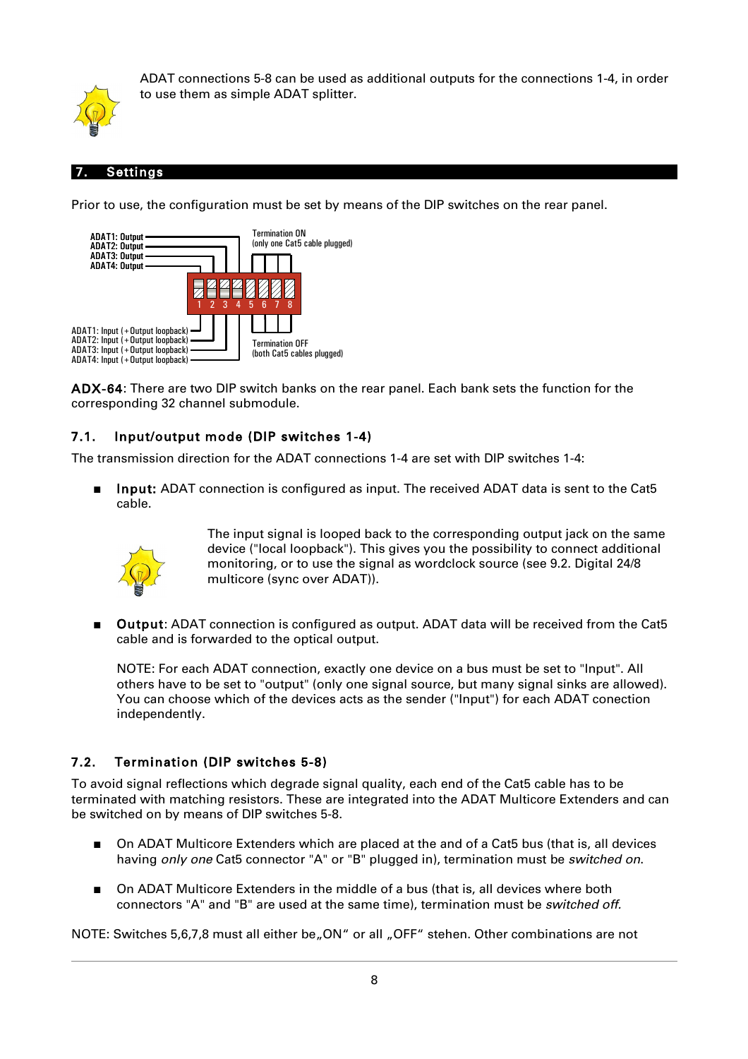ADAT connections 5-8 can be used as additional outputs for the connections 1-4, in order to use them as simple ADAT splitter.

## 7. Settings

Prior to use, the configuration must be set by means of the DIP switches on the rear panel.

ADAT1: Output
ADAT2: Output
ADAT3: Output
ADAT4: Output

Termination ON
(only one Cat5 cable plugged)

1 2 3 4 5 6 7 8

ADAT1: Input (+Output loopback)
ADAT2: Input (+Output loopback)
ADAT3: Input (+Output loopback)
ADAT4: Input (+Output loopback)

Termination OFF
(both Cat5 cables plugged)

**ADX-64**: There are two DIP switch banks on the rear panel. Each bank sets the function for the corresponding 32 channel submodule.

### 7.1. Input/output mode (DIP switches 1-4)

The transmission direction for the ADAT connections 1-4 are set with DIP switches 1-4:

- **Input:** ADAT connection is configured as input. The received ADAT data is sent to the Cat5 cable.

  The input signal is looped back to the corresponding output jack on the same device ("local loopback"). This gives you the possibility to connect additional monitoring, or to use the signal as wordclock source (see 9.2. Digital 24/8 multicore (sync over ADAT)).

- **Output**: ADAT connection is configured as output. ADAT data will be received from the Cat5 cable and is forwarded to the optical output.

  NOTE: For each ADAT connection, exactly one device on a bus must be set to "Input". All others have to be set to "output" (only one signal source, but many signal sinks are allowed). You can choose which of the devices acts as the sender ("Input") for each ADAT conection independently.

### 7.2. Termination (DIP switches 5-8)

To avoid signal reflections which degrade signal quality, each end of the Cat5 cable has to be terminated with matching resistors. These are integrated into the ADAT Multicore Extenders and can be switched on by means of DIP switches 5-8.

- On ADAT Multicore Extenders which are placed at the and of a Cat5 bus (that is, all devices having *only one* Cat5 connector "A" or "B" plugged in), termination must be *switched on*.
- On ADAT Multicore Extenders in the middle of a bus (that is, all devices where both connectors "A" and "B" are used at the same time), termination must be *switched off.*

NOTE: Switches 5,6,7,8 must all either be„ON“ or all „OFF“ stehen. Other combinations are not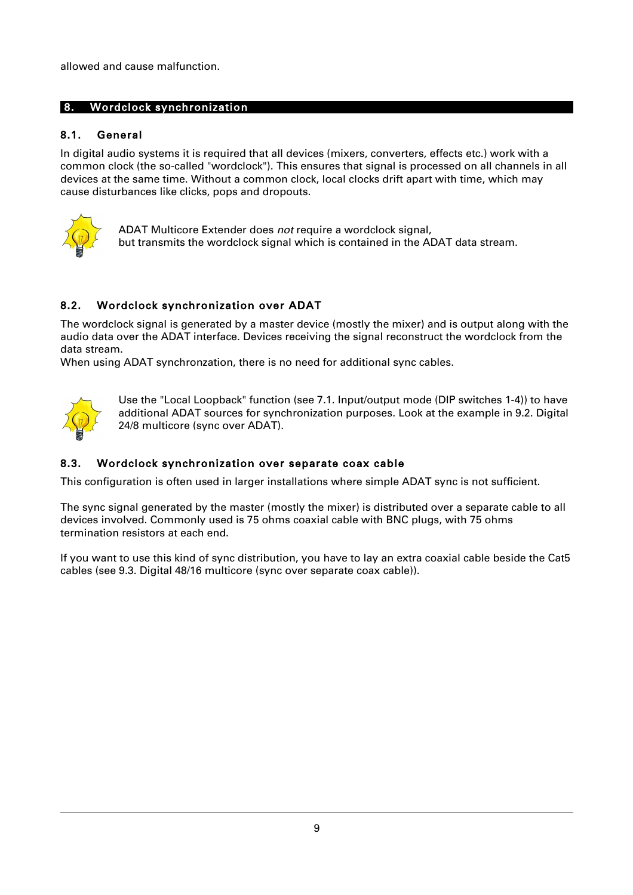allowed and cause malfunction.

# 8. Wordclock synchronization

## 8.1. General

In digital audio systems it is required that all devices (mixers, converters, effects etc.) work with a common clock (the so-called "wordclock"). This ensures that signal is processed on all channels in all devices at the same time. Without a common clock, local clocks drift apart with time, which may cause disturbances like clicks, pops and dropouts.

ADAT Multicore Extender does *not* require a wordclock signal,
but transmits the wordclock signal which is contained in the ADAT data stream.

## 8.2. Wordclock synchronization over ADAT

The wordclock signal is generated by a master device (mostly the mixer) and is output along with the audio data over the ADAT interface. Devices receiving the signal reconstruct the wordclock from the data stream.
When using ADAT synchronzation, there is no need for additional sync cables.

Use the "Local Loopback" function (see 7.1. Input/output mode (DIP switches 1-4)) to have additional ADAT sources for synchronization purposes. Look at the example in 9.2. Digital 24/8 multicore (sync over ADAT).

## 8.3. Wordclock synchronization over separate coax cable

This configuration is often used in larger installations where simple ADAT sync is not sufficient.

The sync signal generated by the master (mostly the mixer) is distributed over a separate cable to all devices involved. Commonly used is 75 ohms coaxial cable with BNC plugs, with 75 ohms termination resistors at each end.

If you want to use this kind of sync distribution, you have to lay an extra coaxial cable beside the Cat5 cables (see 9.3. Digital 48/16 multicore (sync over separate coax cable)).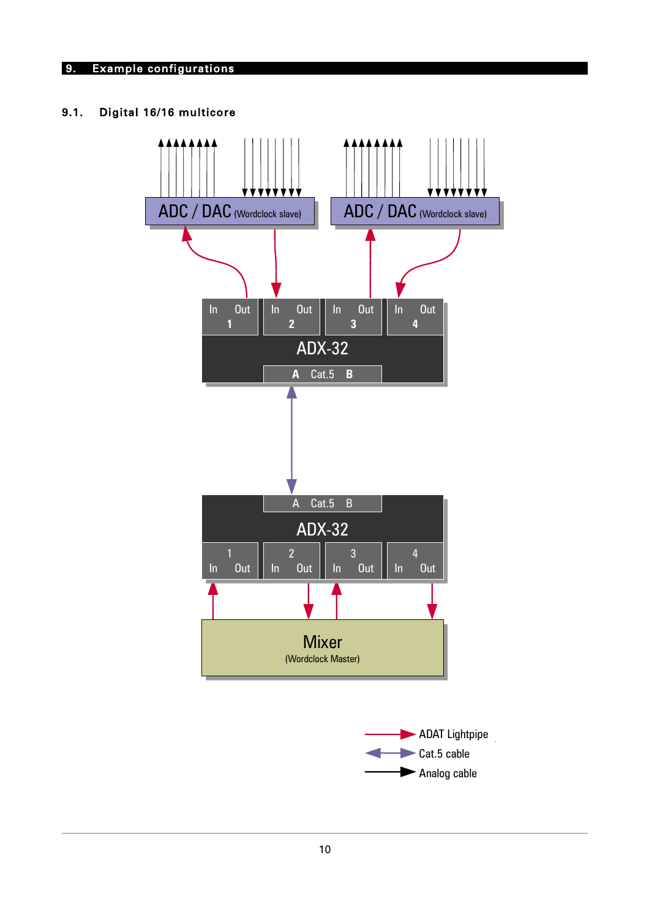# 9. Example configurations

## 9.1. Digital 16/16 multicore

ADC / DAC (Wordclock slave)

ADC / DAC (Wordclock slave)

In Out 1 | In Out 2 | In Out 3 | In Out 4

ADX-32

A Cat.5 B

A Cat.5 B

ADX-32

1 In Out | 2 In Out | 3 In Out | 4 In Out

Mixer (Wordclock Master)

ADAT Lightpipe

Cat.5 cable

Analog cable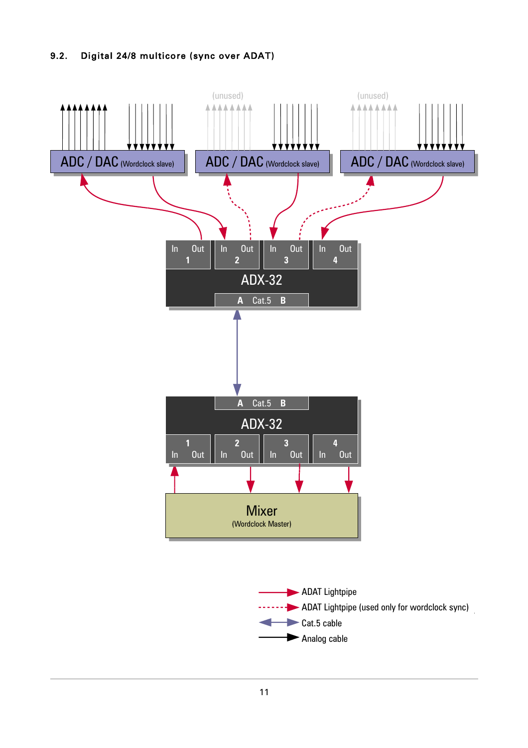## 9.2. Digital 24/8 multicore (sync over ADAT)

(unused)

(unused)

ADC / DAC (Wordclock slave)

ADC / DAC (Wordclock slave)

ADC / DAC (Wordclock slave)

In Out 1

In Out 2

In Out 3

In Out 4

ADX-32

A Cat.5 B

A Cat.5 B

ADX-32

1 In Out

2 In Out

3 In Out

4 In Out

Mixer
(Wordclock Master)

ADAT Lightpipe

ADAT Lightpipe (used only for wordclock sync)

Cat.5 cable

Analog cable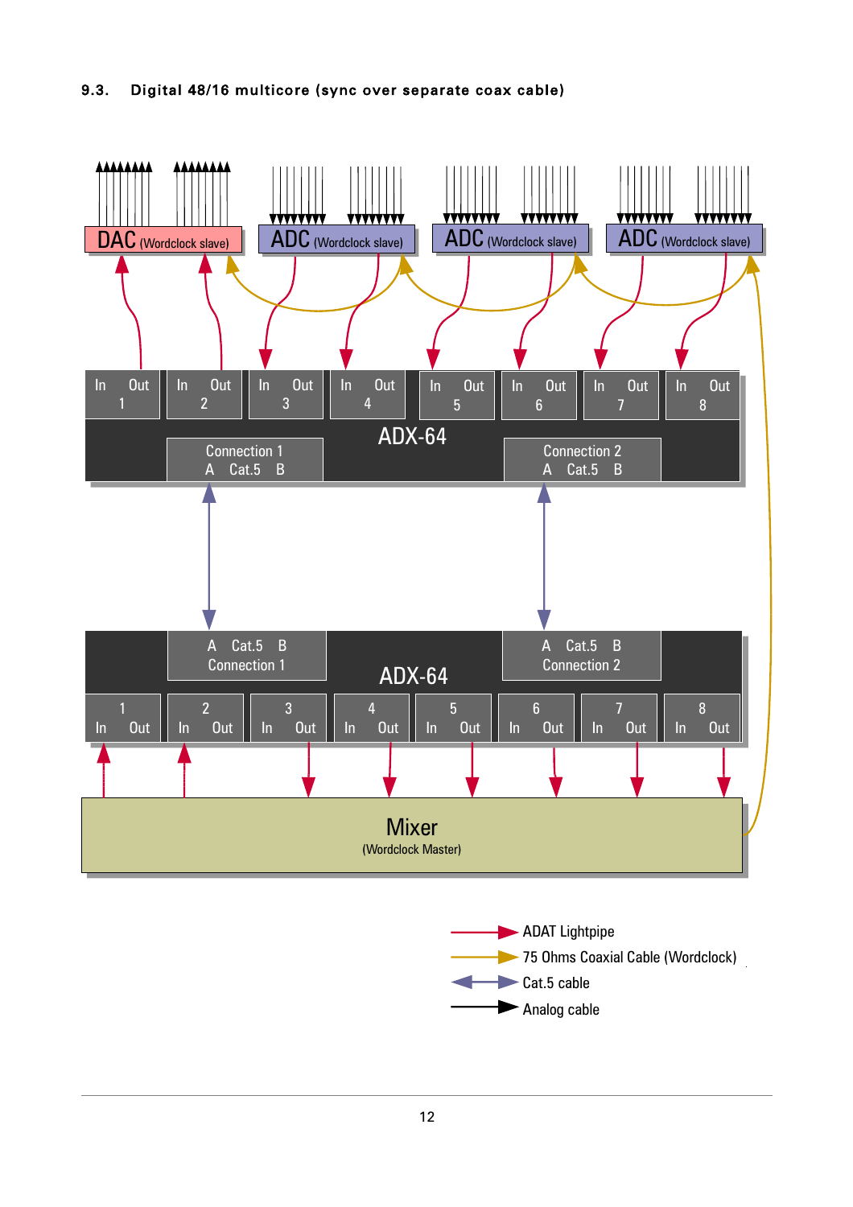## 9.3. Digital 48/16 multicore (sync over separate coax cable)

DAC (Wordclock slave)

ADC (Wordclock slave)

ADC (Wordclock slave)

ADC (Wordclock slave)

In Out 1 | In Out 2 | In Out 3 | In Out 4 | In Out 5 | In Out 6 | In Out 7 | In Out 8

ADX-64

Connection 1 A Cat.5 B

Connection 2 A Cat.5 B

A Cat.5 B Connection 1

A Cat.5 B Connection 2

ADX-64

1 In Out | 2 In Out | 3 In Out | 4 In Out | 5 In Out | 6 In Out | 7 In Out | 8 In Out

Mixer
(Wordclock Master)

- ADAT Lightpipe
- 75 Ohms Coaxial Cable (Wordclock)
- Cat.5 cable
- Analog cable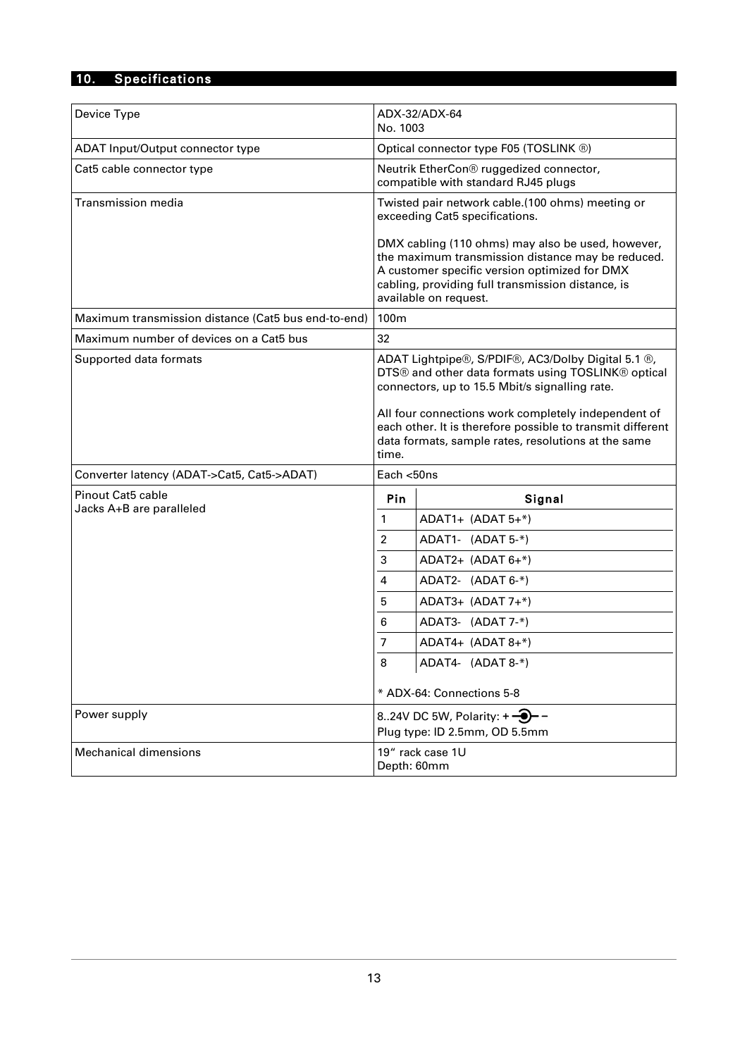## 10. Specifications

| | |
|---|---|
| Device Type | ADX-32/ADX-64<br>No. 1003 |
| ADAT Input/Output connector type | Optical connector type F05 (TOSLINK ®) |
| Cat5 cable connector type | Neutrik EtherCon® ruggedized connector, compatible with standard RJ45 plugs |
| Transmission media | Twisted pair network cable.(100 ohms) meeting or exceeding Cat5 specifications.<br><br>DMX cabling (110 ohms) may also be used, however, the maximum transmission distance may be reduced. A customer specific version optimized for DMX cabling, providing full transmission distance, is available on request. |
| Maximum transmission distance (Cat5 bus end-to-end) | 100m |
| Maximum number of devices on a Cat5 bus | 32 |
| Supported data formats | ADAT Lightpipe®, S/PDIF®, AC3/Dolby Digital 5.1 ®, DTS® and other data formats using TOSLINK® optical connectors, up to 15.5 Mbit/s signalling rate.<br><br>All four connections work completely independent of each other. It is therefore possible to transmit different data formats, sample rates, resolutions at the same time. |
| Converter latency (ADAT->Cat5, Cat5->ADAT) | Each <50ns |
| Pinout Cat5 cable<br>Jacks A+B are paralleled | **Pin** – **Signal**<br>1 – ADAT1+ (ADAT 5+*)<br>2 – ADAT1- (ADAT 5-*)<br>3 – ADAT2+ (ADAT 6+*)<br>4 – ADAT2- (ADAT 6-*)<br>5 – ADAT3+ (ADAT 7+*)<br>6 – ADAT3- (ADAT 7-*)<br>7 – ADAT4+ (ADAT 8+*)<br>8 – ADAT4- (ADAT 8-*)<br><br>* ADX-64: Connections 5-8 |
| Power supply | 8..24V DC 5W, Polarity: + –⊙– −<br>Plug type: ID 2.5mm, OD 5.5mm |
| Mechanical dimensions | 19" rack case 1U<br>Depth: 60mm |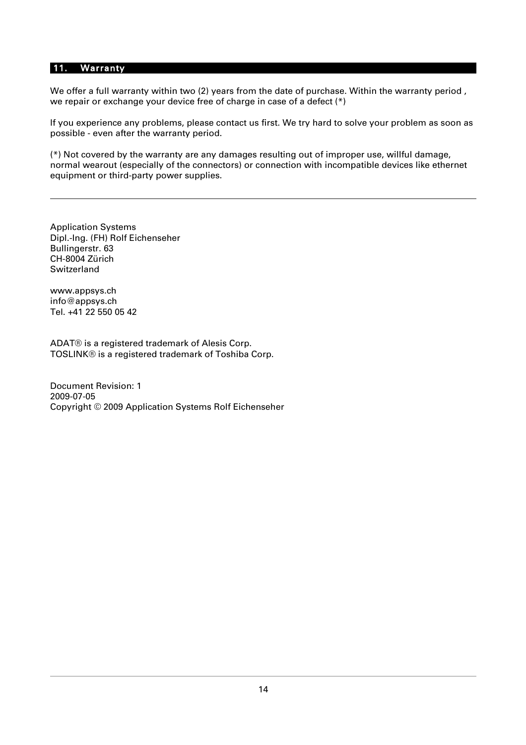## 11. Warranty

We offer a full warranty within two (2) years from the date of purchase. Within the warranty period , we repair or exchange your device free of charge in case of a defect (*)

If you experience any problems, please contact us first. We try hard to solve your problem as soon as possible - even after the warranty period.

(*) Not covered by the warranty are any damages resulting out of improper use, willful damage, normal wearout (especially of the connectors) or connection with incompatible devices like ethernet equipment or third-party power supplies.

---

Application Systems
Dipl.-Ing. (FH) Rolf Eichenseher
Bullingerstr. 63
CH-8004 Zürich
Switzerland

www.appsys.ch
info@appsys.ch
Tel. +41 22 550 05 42

ADAT® is a registered trademark of Alesis Corp.
TOSLINK® is a registered trademark of Toshiba Corp.

Document Revision: 1
2009-07-05
Copyright © 2009 Application Systems Rolf Eichenseher